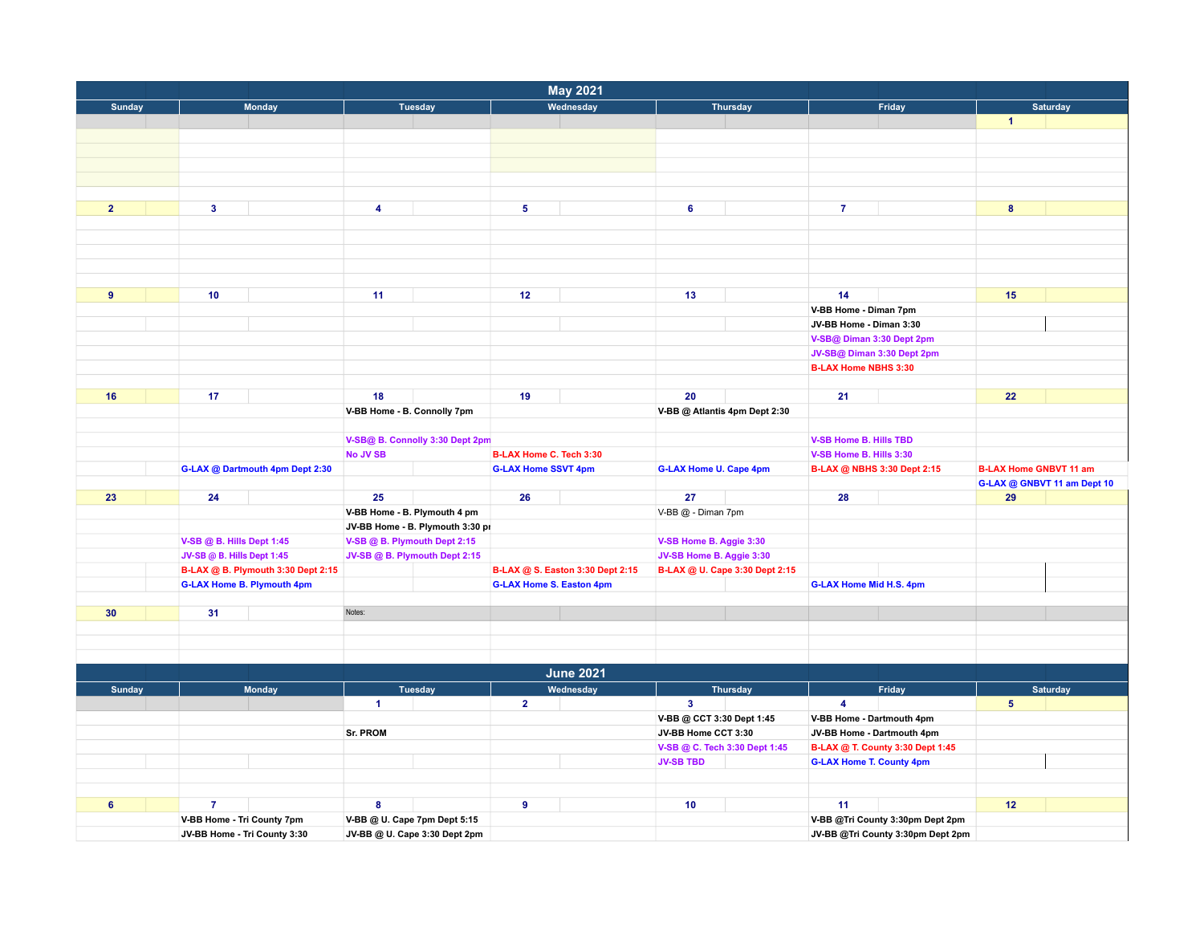## May 2021

| Sunday | Monday | Tuesday | Wednesday | Thursday | Friday | Saturday |
|---|---|---|---|---|---|---|
| | | | | | | 1 |
| 2 | 3 | 4 | 5 | 6 | 7 | 8 |
| 9 | 10 | 11 | 12 | 13 | 14<br>V-BB Home - Diman 7pm<br>JV-BB Home - Diman 3:30<br>V-SB@ Diman 3:30 Dept 2pm<br>JV-SB@ Diman 3:30 Dept 2pm<br>B-LAX Home NBHS 3:30 | 15 |
| 16 | 17<br>G-LAX @ Dartmouth 4pm Dept 2:30 | 18<br>V-BB Home - B. Connolly 7pm<br>V-SB@ B. Connolly 3:30 Dept 2pm<br>No JV SB | 19<br>B-LAX Home C. Tech 3:30<br>G-LAX Home SSVT 4pm | 20<br>V-BB @ Atlantis 4pm Dept 2:30<br>G-LAX Home U. Cape 4pm | 21<br>V-SB Home B. Hills TBD<br>V-SB Home B. Hills 3:30<br>B-LAX @ NBHS 3:30 Dept 2:15 | 22<br>B-LAX Home GNBVT 11 am<br>G-LAX @ GNBVT 11 am Dept 10 |
| 23 | 24<br>V-SB @ B. Hills Dept 1:45<br>JV-SB @ B. Hills Dept 1:45<br>B-LAX @ B. Plymouth 3:30 Dept 2:15<br>G-LAX Home B. Plymouth 4pm | 25<br>V-BB Home - B. Plymouth 4 pm<br>JV-BB Home - B. Plymouth 3:30 pı<br>V-SB @ B. Plymouth Dept 2:15<br>JV-SB @ B. Plymouth Dept 2:15 | 26<br>B-LAX @ S. Easton 3:30 Dept 2:15<br>G-LAX Home S. Easton 4pm | 27<br>V-BB @ - Diman 7pm<br>V-SB Home B. Aggie 3:30<br>JV-SB Home B. Aggie 3:30<br>B-LAX @ U. Cape 3:30 Dept 2:15 | 28<br>G-LAX Home Mid H.S. 4pm | 29 |
| 30 | 31 | Notes: | | | | |

## June 2021

| Sunday | Monday | Tuesday | Wednesday | Thursday | Friday | Saturday |
|---|---|---|---|---|---|---|
| | | 1<br>Sr. PROM | 2 | 3<br>V-BB @ CCT 3:30 Dept 1:45<br>JV-BB Home CCT 3:30<br>V-SB @ C. Tech 3:30 Dept 1:45<br>JV-SB TBD | 4<br>V-BB Home - Dartmouth 4pm<br>JV-BB Home - Dartmouth 4pm<br>B-LAX @ T. County 3:30 Dept 1:45<br>G-LAX Home T. County 4pm | 5 |
| 6 | 7<br>V-BB Home - Tri County 7pm<br>JV-BB Home - Tri County 3:30 | 8<br>V-BB @ U. Cape 7pm Dept 5:15<br>JV-BB @ U. Cape 3:30 Dept 2pm | 9 | 10 | 11<br>V-BB @Tri County 3:30pm Dept 2pm<br>JV-BB @Tri County 3:30pm Dept 2pm | 12 |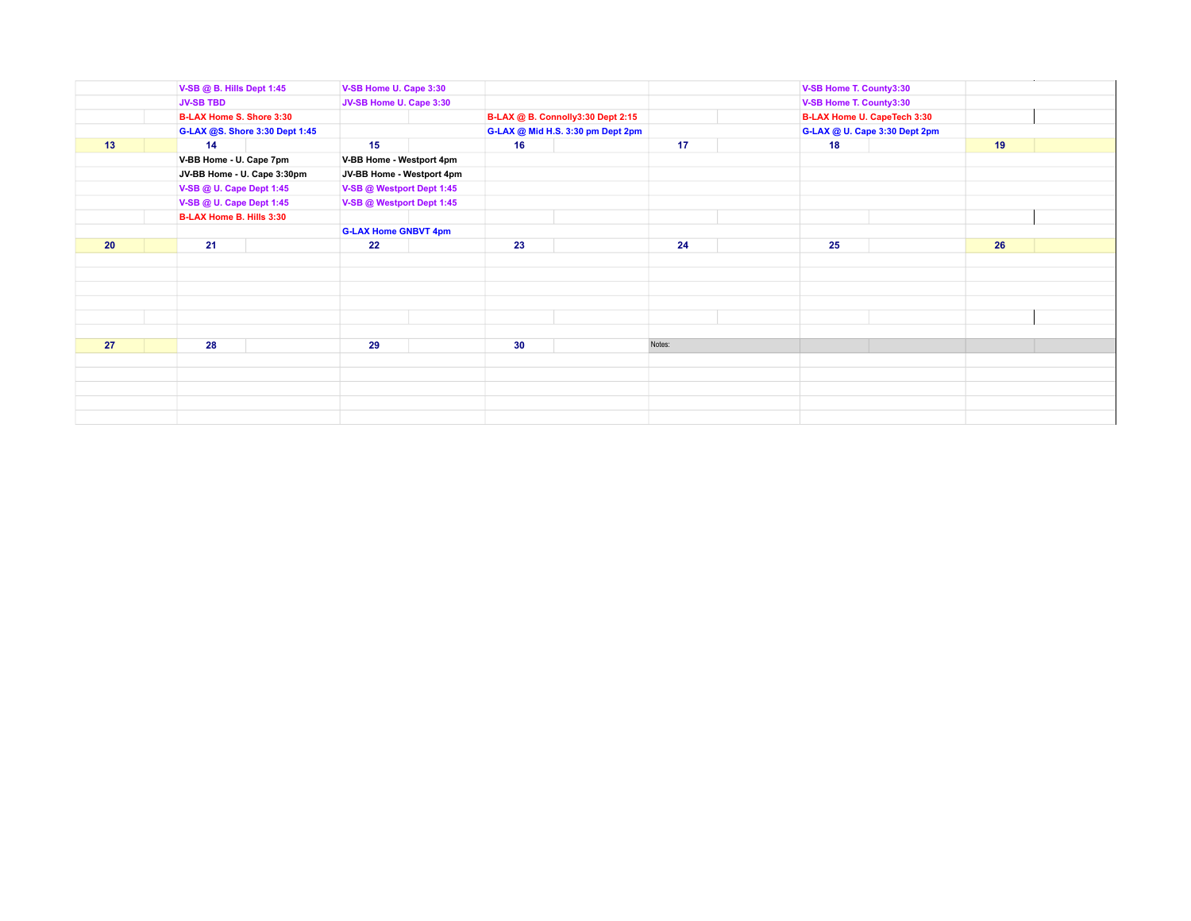| | | | | | | |
|---|---|---|---|---|---|---|
| | V-SB @ B. Hills Dept 1:45 | V-SB Home U. Cape 3:30 | | | V-SB Home T. County3:30 | |
| | JV-SB TBD | JV-SB Home U. Cape 3:30 | | | V-SB Home T. County3:30 | |
| | B-LAX Home S. Shore 3:30 | | B-LAX @ B. Connolly3:30 Dept 2:15 | | B-LAX Home U. CapeTech 3:30 | |
| | G-LAX @S. Shore 3:30 Dept 1:45 | | G-LAX @ Mid H.S. 3:30 pm Dept 2pm | | G-LAX @ U. Cape 3:30 Dept 2pm | |
| 13 | 14 | 15 | 16 | 17 | 18 | 19 |
| | V-BB Home - U. Cape 7pm | V-BB Home - Westport 4pm | | | | |
| | JV-BB Home - U. Cape 3:30pm | JV-BB Home - Westport 4pm | | | | |
| | V-SB @ U. Cape Dept 1:45 | V-SB @ Westport Dept 1:45 | | | | |
| | V-SB @ U. Cape Dept 1:45 | V-SB @ Westport Dept 1:45 | | | | |
| | B-LAX Home B. Hills 3:30 | | | | | |
| | | G-LAX Home GNBVT 4pm | | | | |
| 20 | 21 | 22 | 23 | 24 | 25 | 26 |
| | | | | | | |
| | | | | | | |
| | | | | | | |
| | | | | | | |
| | | | | | | |
| | | | | | | |
| 27 | 28 | 29 | 30 | Notes: | | |
| | | | | | | |
| | | | | | | |
| | | | | | | |
| | | | | | | |
| | | | | | | |